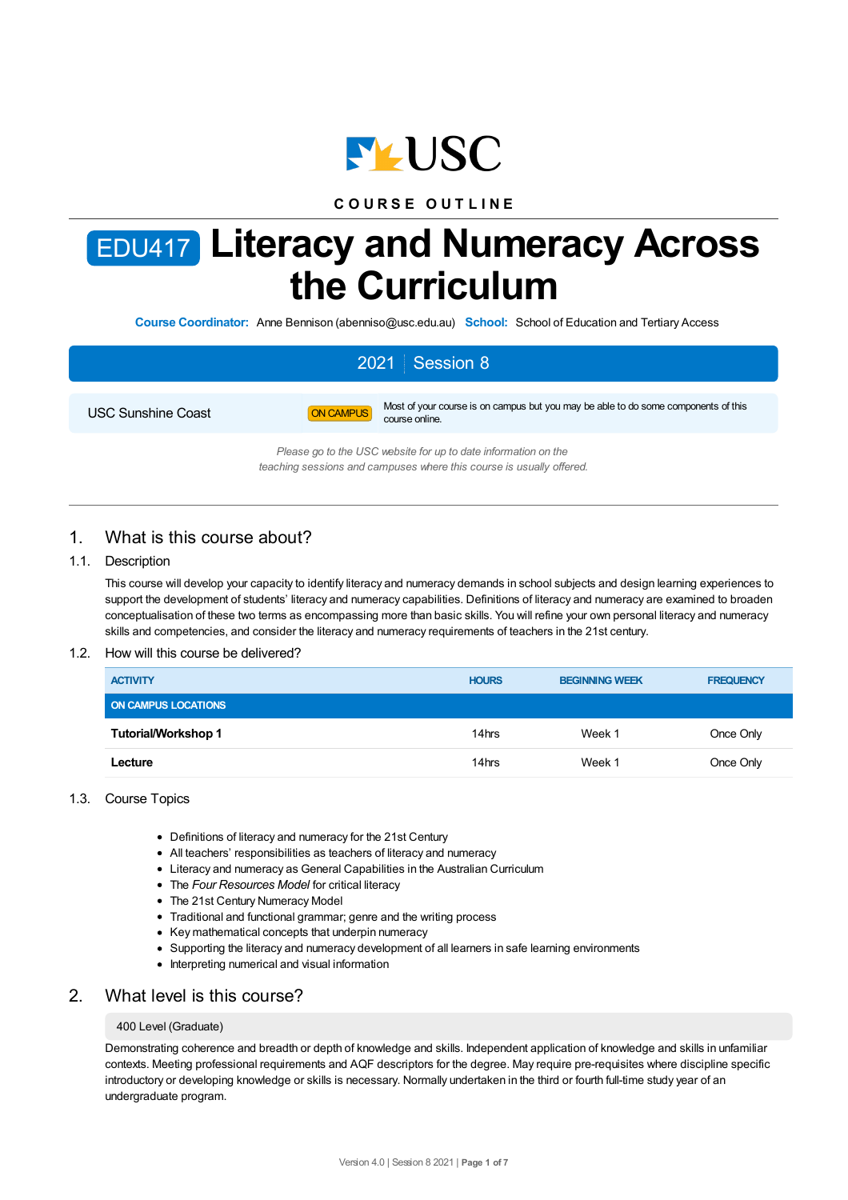USC

COURSE OUTLINE

# EDU417 Literacy and Numeracy Across the Curriculum

**Course Coordinator:** Anne Bennison (abenniso@usc.edu.au) **School:** School of Education and Tertiary Access

2021 | Session 8

| | | |
|---|---|---|
| USC Sunshine Coast | ON CAMPUS | Most of your course is on campus but you may be able to do some components of this course online. |

*Please go to the USC website for up to date information on the teaching sessions and campuses where this course is usually offered.*

## 1. What is this course about?

### 1.1. Description

This course will develop your capacity to identify literacy and numeracy demands in school subjects and design learning experiences to support the development of students' literacy and numeracy capabilities. Definitions of literacy and numeracy are examined to broaden conceptualisation of these two terms as encompassing more than basic skills. You will refine your own personal literacy and numeracy skills and competencies, and consider the literacy and numeracy requirements of teachers in the 21st century.

### 1.2. How will this course be delivered?

| ACTIVITY | HOURS | BEGINNING WEEK | FREQUENCY |
|---|---|---|---|
| ON CAMPUS LOCATIONS | | | |
| **Tutorial/Workshop 1** | 14hrs | Week 1 | Once Only |
| **Lecture** | 14hrs | Week 1 | Once Only |

### 1.3. Course Topics

- Definitions of literacy and numeracy for the 21st Century
- All teachers' responsibilities as teachers of literacy and numeracy
- Literacy and numeracy as General Capabilities in the Australian Curriculum
- The *Four Resources Model* for critical literacy
- The 21st Century Numeracy Model
- Traditional and functional grammar; genre and the writing process
- Key mathematical concepts that underpin numeracy
- Supporting the literacy and numeracy development of all learners in safe learning environments
- Interpreting numerical and visual information

## 2. What level is this course?

400 Level (Graduate)

Demonstrating coherence and breadth or depth of knowledge and skills. Independent application of knowledge and skills in unfamiliar contexts. Meeting professional requirements and AQF descriptors for the degree. May require pre-requisites where discipline specific introductory or developing knowledge or skills is necessary. Normally undertaken in the third or fourth full-time study year of an undergraduate program.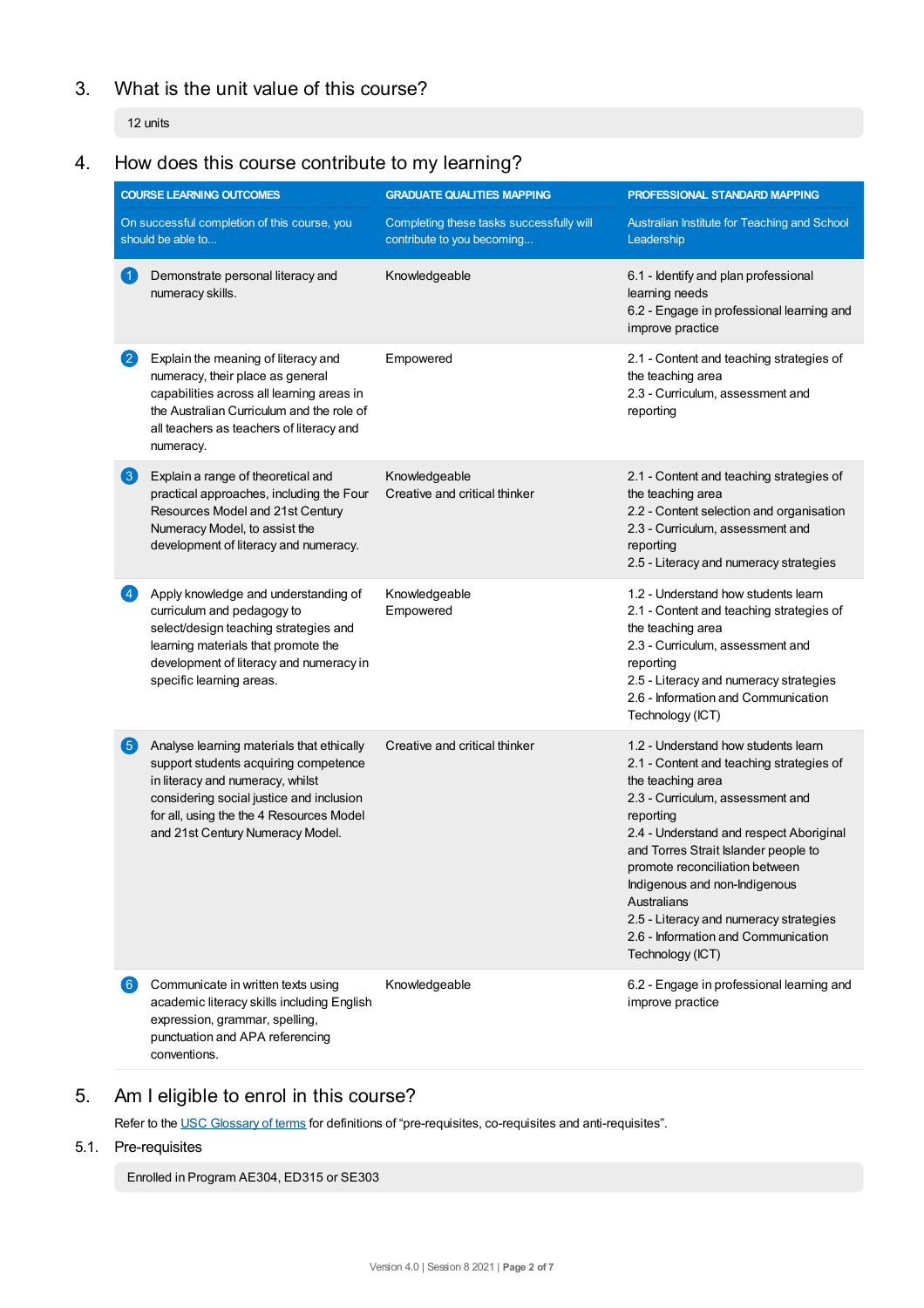## 3. What is the unit value of this course?

12 units

## 4. How does this course contribute to my learning?

| COURSE LEARNING OUTCOMES | GRADUATE QUALITIES MAPPING | PROFESSIONAL STANDARD MAPPING |
|---|---|---|
| On successful completion of this course, you should be able to... | Completing these tasks successfully will contribute to you becoming... | Australian Institute for Teaching and School Leadership |
| 1 Demonstrate personal literacy and numeracy skills. | Knowledgeable | 6.1 - Identify and plan professional learning needs<br>6.2 - Engage in professional learning and improve practice |
| 2 Explain the meaning of literacy and numeracy, their place as general capabilities across all learning areas in the Australian Curriculum and the role of all teachers as teachers of literacy and numeracy. | Empowered | 2.1 - Content and teaching strategies of the teaching area<br>2.3 - Curriculum, assessment and reporting |
| 3 Explain a range of theoretical and practical approaches, including the Four Resources Model and 21st Century Numeracy Model, to assist the development of literacy and numeracy. | Knowledgeable<br>Creative and critical thinker | 2.1 - Content and teaching strategies of the teaching area<br>2.2 - Content selection and organisation<br>2.3 - Curriculum, assessment and reporting<br>2.5 - Literacy and numeracy strategies |
| 4 Apply knowledge and understanding of curriculum and pedagogy to select/design teaching strategies and learning materials that promote the development of literacy and numeracy in specific learning areas. | Knowledgeable<br>Empowered | 1.2 - Understand how students learn<br>2.1 - Content and teaching strategies of the teaching area<br>2.3 - Curriculum, assessment and reporting<br>2.5 - Literacy and numeracy strategies<br>2.6 - Information and Communication Technology (ICT) |
| 5 Analyse learning materials that ethically support students acquiring competence in literacy and numeracy, whilst considering social justice and inclusion for all, using the the 4 Resources Model and 21st Century Numeracy Model. | Creative and critical thinker | 1.2 - Understand how students learn<br>2.1 - Content and teaching strategies of the teaching area<br>2.3 - Curriculum, assessment and reporting<br>2.4 - Understand and respect Aboriginal and Torres Strait Islander people to promote reconciliation between Indigenous and non-Indigenous Australians<br>2.5 - Literacy and numeracy strategies<br>2.6 - Information and Communication Technology (ICT) |
| 6 Communicate in written texts using academic literacy skills including English expression, grammar, spelling, punctuation and APA referencing conventions. | Knowledgeable | 6.2 - Engage in professional learning and improve practice |

## 5. Am I eligible to enrol in this course?

Refer to the USC Glossary of terms for definitions of "pre-requisites, co-requisites and anti-requisites".

### 5.1. Pre-requisites

Enrolled in Program AE304, ED315 or SE303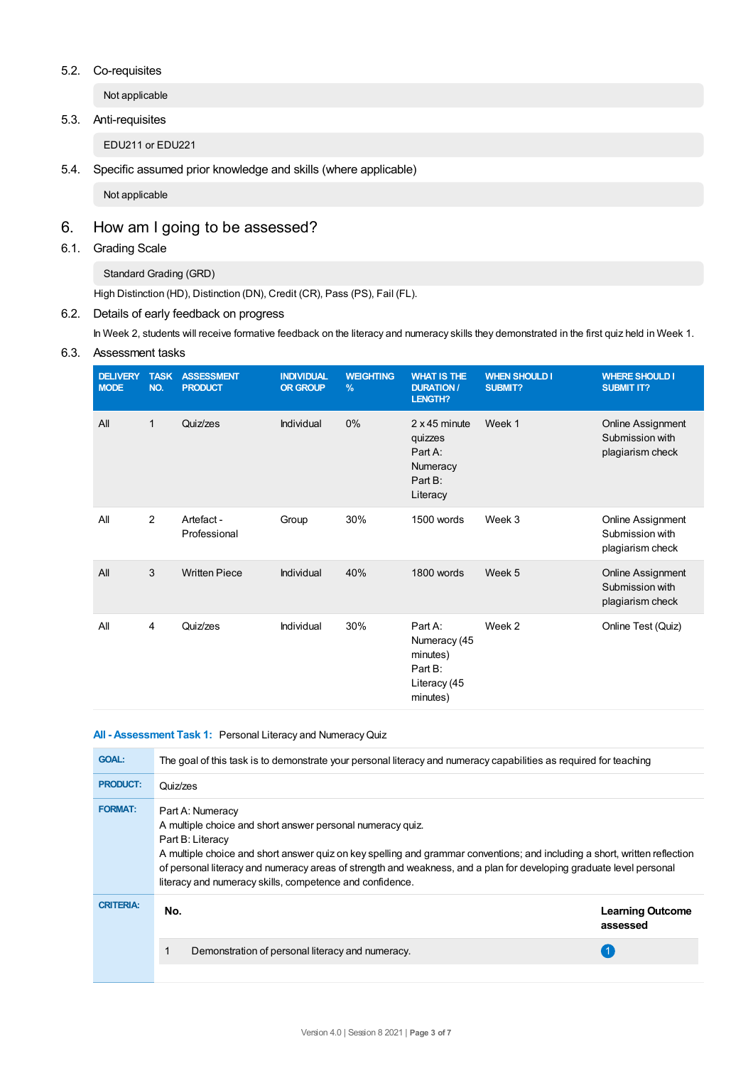### 5.2. Co-requisites

Not applicable

### 5.3. Anti-requisites

EDU211 or EDU221

### 5.4. Specific assumed prior knowledge and skills (where applicable)

Not applicable

## 6. How am I going to be assessed?

### 6.1. Grading Scale

Standard Grading (GRD)

High Distinction (HD), Distinction (DN), Credit (CR), Pass (PS), Fail (FL).

### 6.2. Details of early feedback on progress

In Week 2, students will receive formative feedback on the literacy and numeracy skills they demonstrated in the first quiz held in Week 1.

### 6.3. Assessment tasks

| DELIVERY MODE | TASK NO. | ASSESSMENT PRODUCT | INDIVIDUAL OR GROUP | WEIGHTING % | WHAT IS THE DURATION / LENGTH? | WHEN SHOULD I SUBMIT? | WHERE SHOULD I SUBMIT IT? |
|---|---|---|---|---|---|---|---|
| All | 1 | Quiz/zes | Individual | 0% | 2 x 45 minute quizzes Part A: Numeracy Part B: Literacy | Week 1 | Online Assignment Submission with plagiarism check |
| All | 2 | Artefact - Professional | Group | 30% | 1500 words | Week 3 | Online Assignment Submission with plagiarism check |
| All | 3 | Written Piece | Individual | 40% | 1800 words | Week 5 | Online Assignment Submission with plagiarism check |
| All | 4 | Quiz/zes | Individual | 30% | Part A: Numeracy (45 minutes) Part B: Literacy (45 minutes) | Week 2 | Online Test (Quiz) |

**All - Assessment Task 1:** Personal Literacy and Numeracy Quiz

| | |
|---|---|
| **GOAL:** | The goal of this task is to demonstrate your personal literacy and numeracy capabilities as required for teaching |
| **PRODUCT:** | Quiz/zes |
| **FORMAT:** | Part A: Numeracy<br>A multiple choice and short answer personal numeracy quiz.<br>Part B: Literacy<br>A multiple choice and short answer quiz on key spelling and grammar conventions; and including a short, written reflection of personal literacy and numeracy areas of strength and weakness, and a plan for developing graduate level personal literacy and numeracy skills, competence and confidence. |
| **CRITERIA:** | |

| No. | | Learning Outcome assessed |
|---|---|---|
| 1 | Demonstration of personal literacy and numeracy. | 1 |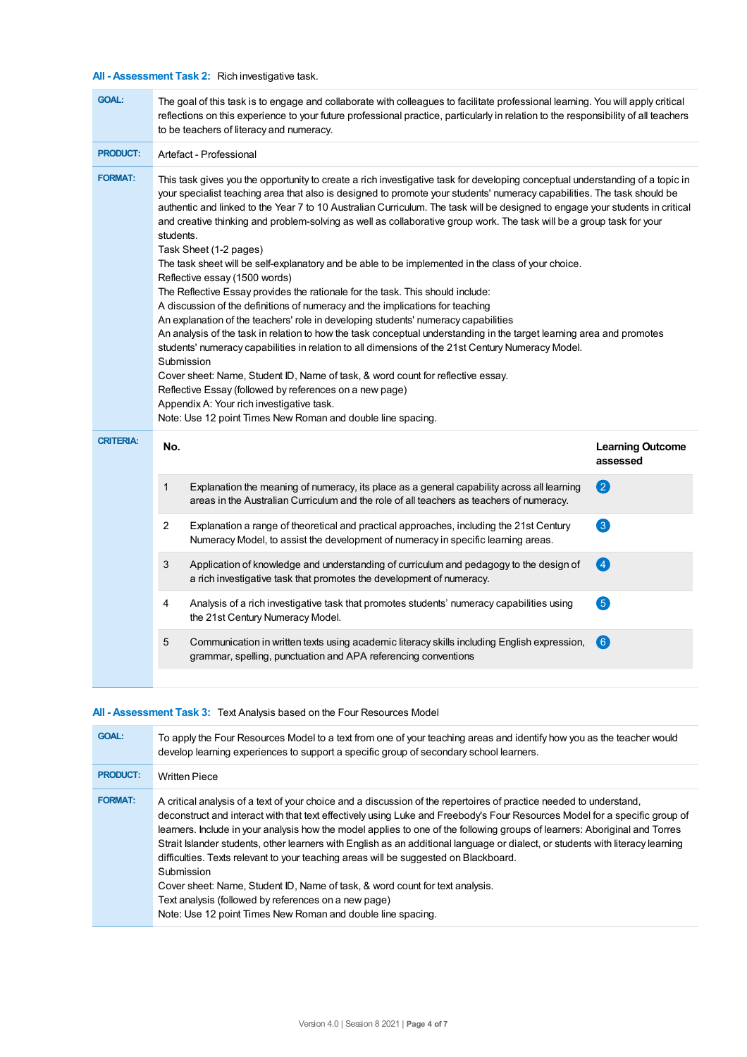### All - Assessment Task 2: Rich investigative task.

**GOAL:** The goal of this task is to engage and collaborate with colleagues to facilitate professional learning. You will apply critical reflections on this experience to your future professional practice, particularly in relation to the responsibility of all teachers to be teachers of literacy and numeracy.

**PRODUCT:** Artefact - Professional

**FORMAT:** This task gives you the opportunity to create a rich investigative task for developing conceptual understanding of a topic in your specialist teaching area that also is designed to promote your students' numeracy capabilities. The task should be authentic and linked to the Year 7 to 10 Australian Curriculum. The task will be designed to engage your students in critical and creative thinking and problem-solving as well as collaborative group work. The task will be a group task for your students.

Task Sheet (1-2 pages)

The task sheet will be self-explanatory and be able to be implemented in the class of your choice.

Reflective essay (1500 words)

The Reflective Essay provides the rationale for the task. This should include:

A discussion of the definitions of numeracy and the implications for teaching

An explanation of the teachers' role in developing students' numeracy capabilities

An analysis of the task in relation to how the task conceptual understanding in the target learning area and promotes students' numeracy capabilities in relation to all dimensions of the 21st Century Numeracy Model.

Submission

Cover sheet: Name, Student ID, Name of task, & word count for reflective essay.

Reflective Essay (followed by references on a new page)

Appendix A: Your rich investigative task.

Note: Use 12 point Times New Roman and double line spacing.

**CRITERIA:**

| No. | | Learning Outcome assessed |
|---|---|---|
| 1 | Explanation the meaning of numeracy, its place as a general capability across all learning areas in the Australian Curriculum and the role of all teachers as teachers of numeracy. | 2 |
| 2 | Explanation a range of theoretical and practical approaches, including the 21st Century Numeracy Model, to assist the development of numeracy in specific learning areas. | 3 |
| 3 | Application of knowledge and understanding of curriculum and pedagogy to the design of a rich investigative task that promotes the development of numeracy. | 4 |
| 4 | Analysis of a rich investigative task that promotes students' numeracy capabilities using the 21st Century Numeracy Model. | 5 |
| 5 | Communication in written texts using academic literacy skills including English expression, grammar, spelling, punctuation and APA referencing conventions | 6 |

### All - Assessment Task 3: Text Analysis based on the Four Resources Model

**GOAL:** To apply the Four Resources Model to a text from one of your teaching areas and identify how you as the teacher would develop learning experiences to support a specific group of secondary school learners.

**PRODUCT:** Written Piece

**FORMAT:** A critical analysis of a text of your choice and a discussion of the repertoires of practice needed to understand, deconstruct and interact with that text effectively using Luke and Freebody's Four Resources Model for a specific group of learners. Include in your analysis how the model applies to one of the following groups of learners: Aboriginal and Torres Strait Islander students, other learners with English as an additional language or dialect, or students with literacy learning difficulties. Texts relevant to your teaching areas will be suggested on Blackboard.

Submission

Cover sheet: Name, Student ID, Name of task, & word count for text analysis.

Text analysis (followed by references on a new page)

Note: Use 12 point Times New Roman and double line spacing.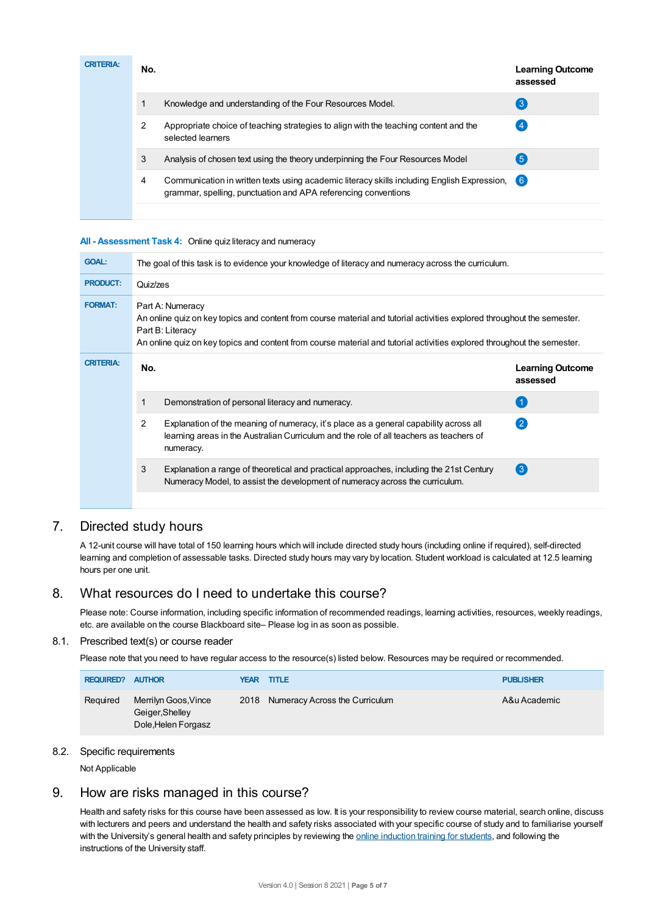**CRITERIA:**

| No. | | Learning Outcome assessed |
|---|---|---|
| 1 | Knowledge and understanding of the Four Resources Model. | 3 |
| 2 | Appropriate choice of teaching strategies to align with the teaching content and the selected learners | 4 |
| 3 | Analysis of chosen text using the theory underpinning the Four Resources Model | 5 |
| 4 | Communication in written texts using academic literacy skills including English Expression, grammar, spelling, punctuation and APA referencing conventions | 6 |

**All - Assessment Task 4:** Online quiz literacy and numeracy

**GOAL:** The goal of this task is to evidence your knowledge of literacy and numeracy across the curriculum.

**PRODUCT:** Quiz/zes

**FORMAT:** Part A: Numeracy
An online quiz on key topics and content from course material and tutorial activities explored throughout the semester.
Part B: Literacy
An online quiz on key topics and content from course material and tutorial activities explored throughout the semester.

**CRITERIA:**

| No. | | Learning Outcome assessed |
|---|---|---|
| 1 | Demonstration of personal literacy and numeracy. | 1 |
| 2 | Explanation of the meaning of numeracy, it's place as a general capability across all learning areas in the Australian Curriculum and the role of all teachers as teachers of numeracy. | 2 |
| 3 | Explanation a range of theoretical and practical approaches, including the 21st Century Numeracy Model, to assist the development of numeracy across the curriculum. | 3 |

## 7. Directed study hours

A 12-unit course will have total of 150 learning hours which will include directed study hours (including online if required), self-directed learning and completion of assessable tasks. Directed study hours may vary by location. Student workload is calculated at 12.5 learning hours per one unit.

## 8. What resources do I need to undertake this course?

Please note: Course information, including specific information of recommended readings, learning activities, resources, weekly readings, etc. are available on the course Blackboard site– Please log in as soon as possible.

### 8.1. Prescribed text(s) or course reader

Please note that you need to have regular access to the resource(s) listed below. Resources may be required or recommended.

| REQUIRED? | AUTHOR | YEAR | TITLE | PUBLISHER |
|---|---|---|---|---|
| Required | Merrilyn Goos,Vince Geiger,Shelley Dole,Helen Forgasz | 2018 | Numeracy Across the Curriculum | A&u Academic |

### 8.2. Specific requirements

Not Applicable

## 9. How are risks managed in this course?

Health and safety risks for this course have been assessed as low. It is your responsibility to review course material, search online, discuss with lecturers and peers and understand the health and safety risks associated with your specific course of study and to familiarise yourself with the University's general health and safety principles by reviewing the online induction training for students, and following the instructions of the University staff.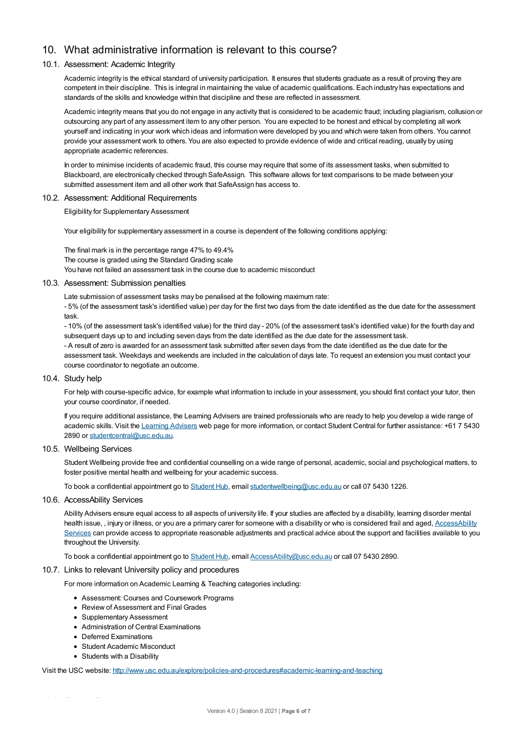# 10. What administrative information is relevant to this course?

## 10.1. Assessment: Academic Integrity

Academic integrity is the ethical standard of university participation. It ensures that students graduate as a result of proving they are competent in their discipline. This is integral in maintaining the value of academic qualifications. Each industry has expectations and standards of the skills and knowledge within that discipline and these are reflected in assessment.

Academic integrity means that you do not engage in any activity that is considered to be academic fraud; including plagiarism, collusion or outsourcing any part of any assessment item to any other person. You are expected to be honest and ethical by completing all work yourself and indicating in your work which ideas and information were developed by you and which were taken from others. You cannot provide your assessment work to others. You are also expected to provide evidence of wide and critical reading, usually by using appropriate academic references.

In order to minimise incidents of academic fraud, this course may require that some of its assessment tasks, when submitted to Blackboard, are electronically checked through SafeAssign. This software allows for text comparisons to be made between your submitted assessment item and all other work that SafeAssign has access to.

## 10.2. Assessment: Additional Requirements

Eligibility for Supplementary Assessment

Your eligibility for supplementary assessment in a course is dependent of the following conditions applying:

The final mark is in the percentage range 47% to 49.4%
The course is graded using the Standard Grading scale
You have not failed an assessment task in the course due to academic misconduct

## 10.3. Assessment: Submission penalties

Late submission of assessment tasks may be penalised at the following maximum rate:
- 5% (of the assessment task's identified value) per day for the first two days from the date identified as the due date for the assessment task.
- 10% (of the assessment task's identified value) for the third day - 20% (of the assessment task's identified value) for the fourth day and subsequent days up to and including seven days from the date identified as the due date for the assessment task.
- A result of zero is awarded for an assessment task submitted after seven days from the date identified as the due date for the assessment task. Weekdays and weekends are included in the calculation of days late. To request an extension you must contact your course coordinator to negotiate an outcome.

## 10.4. Study help

For help with course-specific advice, for example what information to include in your assessment, you should first contact your tutor, then your course coordinator, if needed.

If you require additional assistance, the Learning Advisers are trained professionals who are ready to help you develop a wide range of academic skills. Visit the Learning Advisers web page for more information, or contact Student Central for further assistance: +61 7 5430 2890 or studentcentral@usc.edu.au.

## 10.5. Wellbeing Services

Student Wellbeing provide free and confidential counselling on a wide range of personal, academic, social and psychological matters, to foster positive mental health and wellbeing for your academic success.

To book a confidential appointment go to Student Hub, email studentwellbeing@usc.edu.au or call 07 5430 1226.

## 10.6. AccessAbility Services

Ability Advisers ensure equal access to all aspects of university life. If your studies are affected by a disability, learning disorder mental health issue, , injury or illness, or you are a primary carer for someone with a disability or who is considered frail and aged, AccessAbility Services can provide access to appropriate reasonable adjustments and practical advice about the support and facilities available to you throughout the University.

To book a confidential appointment go to Student Hub, email AccessAbility@usc.edu.au or call 07 5430 2890.

## 10.7. Links to relevant University policy and procedures

For more information on Academic Learning & Teaching categories including:

- Assessment: Courses and Coursework Programs
- Review of Assessment and Final Grades
- Supplementary Assessment
- Administration of Central Examinations
- Deferred Examinations
- Student Academic Misconduct
- Students with a Disability

Visit the USC website: http://www.usc.edu.au/explore/policies-and-procedures#academic-learning-and-teaching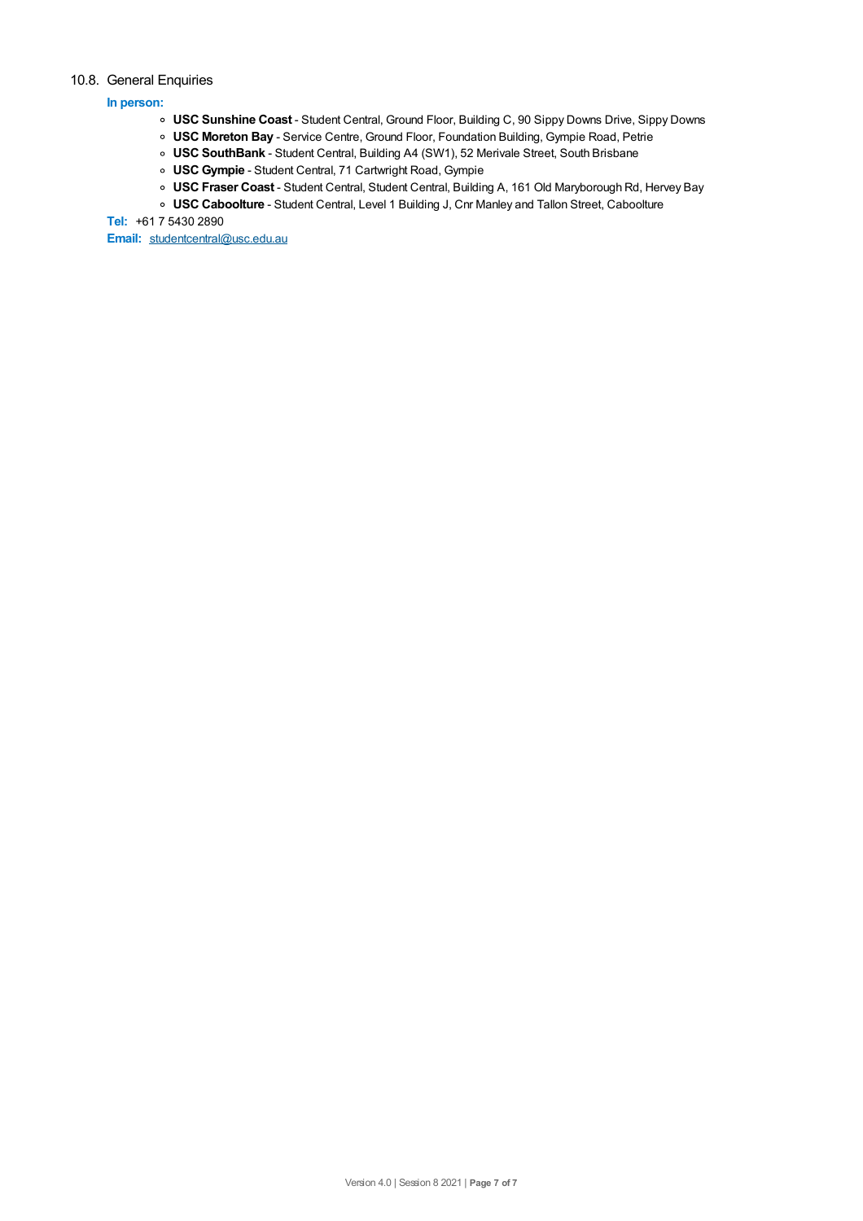### 10.8. General Enquiries

**In person:**

- **USC Sunshine Coast** - Student Central, Ground Floor, Building C, 90 Sippy Downs Drive, Sippy Downs
- **USC Moreton Bay** - Service Centre, Ground Floor, Foundation Building, Gympie Road, Petrie
- **USC SouthBank** - Student Central, Building A4 (SW1), 52 Merivale Street, South Brisbane
- **USC Gympie** - Student Central, 71 Cartwright Road, Gympie
- **USC Fraser Coast** - Student Central, Student Central, Building A, 161 Old Maryborough Rd, Hervey Bay
- **USC Caboolture** - Student Central, Level 1 Building J, Cnr Manley and Tallon Street, Caboolture

**Tel:** +61 7 5430 2890

**Email:** studentcentral@usc.edu.au